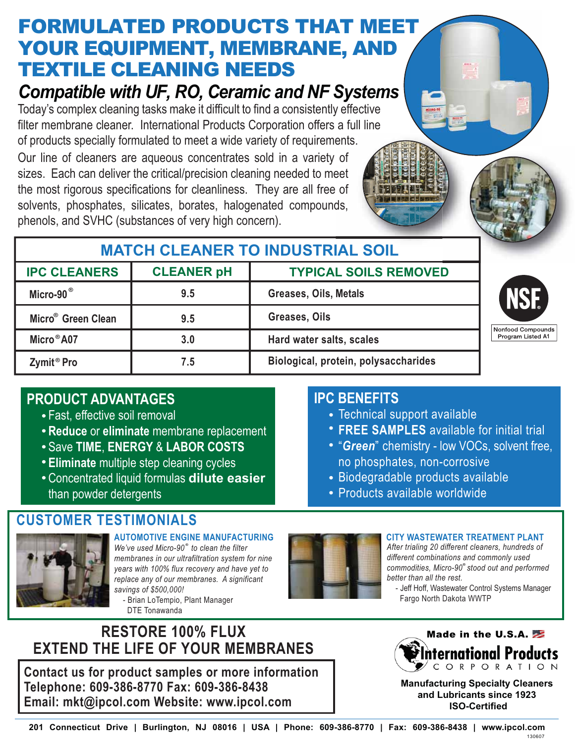# FORMULATED PRODUCTS THAT MEET YOUR EQUIPMENT, MEMBRANE, AND TEXTILE CLEANING NEEDS

## *Compatible with UF, RO, Ceramic and NF Systems*

Today's complex cleaning tasks make it difficult to find a consistently effective filter membrane cleaner. International Products Corporation offers a full line of products specially formulated to meet a wide variety of requirements.

Our line of cleaners are aqueous concentrates sold in a variety of sizes. Each can deliver the critical/precision cleaning needed to meet the most rigorous specifications for cleanliness. They are all free of solvents, phosphates, silicates, borates, halogenated compounds, phenols, and SVHC (substances of very high concern).

## MATCH CLEANER TO INDUSTRIAL SOIL

| IPC CLEANERS | CLEANER pH | TYPICAL SOILS REMOVED |
|---|---|---|
| Micro-90® | 9.5 | Greases, Oils, Metals |
| Micro® Green Clean | 9.5 | Greases, Oils |
| Micro® A07 | 3.0 | Hard water salts, scales |
| Zymit® Pro | 7.5 | Biological, protein, polysaccharides |

NSF Nonfood Compounds Program Listed A1

## PRODUCT ADVANTAGES

- Fast, effective soil removal
- **Reduce** or **eliminate** membrane replacement
- Save **TIME**, **ENERGY** & **LABOR COSTS**
- **Eliminate** multiple step cleaning cycles
- Concentrated liquid formulas **dilute easier** than powder detergents

## IPC BENEFITS

- Technical support available
- **FREE SAMPLES** available for initial trial
- "***Green***" chemistry - low VOCs, solvent free, no phosphates, non-corrosive
- Biodegradable products available
- Products available worldwide

## CUSTOMER TESTIMONIALS

### AUTOMOTIVE ENGINE MANUFACTURING

*We've used Micro-90® to clean the filter membranes in our ultrafiltration system for nine years with 100% flux recovery and have yet to replace any of our membranes. A significant savings of $500,000!*

- Brian LoTempio, Plant Manager
DTE Tonawanda

### CITY WASTEWATER TREATMENT PLANT

*After trialing 20 different cleaners, hundreds of different combinations and commonly used commodities, Micro-90® stood out and performed better than all the rest.*

- Jeff Hoff, Wastewater Control Systems Manager
Fargo North Dakota WWTP

## RESTORE 100% FLUX
## EXTEND THE LIFE OF YOUR MEMBRANES

**Contact us for product samples or more information**
**Telephone: 609-386-8770 Fax: 609-386-8438**
**Email: mkt@ipcol.com Website: www.ipcol.com**

**Made in the U.S.A.**

International Products Corporation

**Manufacturing Specialty Cleaners and Lubricants since 1923**
**ISO-Certified**

**201 Connecticut Drive | Burlington, NJ 08016 | USA | Phone: 609-386-8770 | Fax: 609-386-8438 | www.ipcol.com**

130607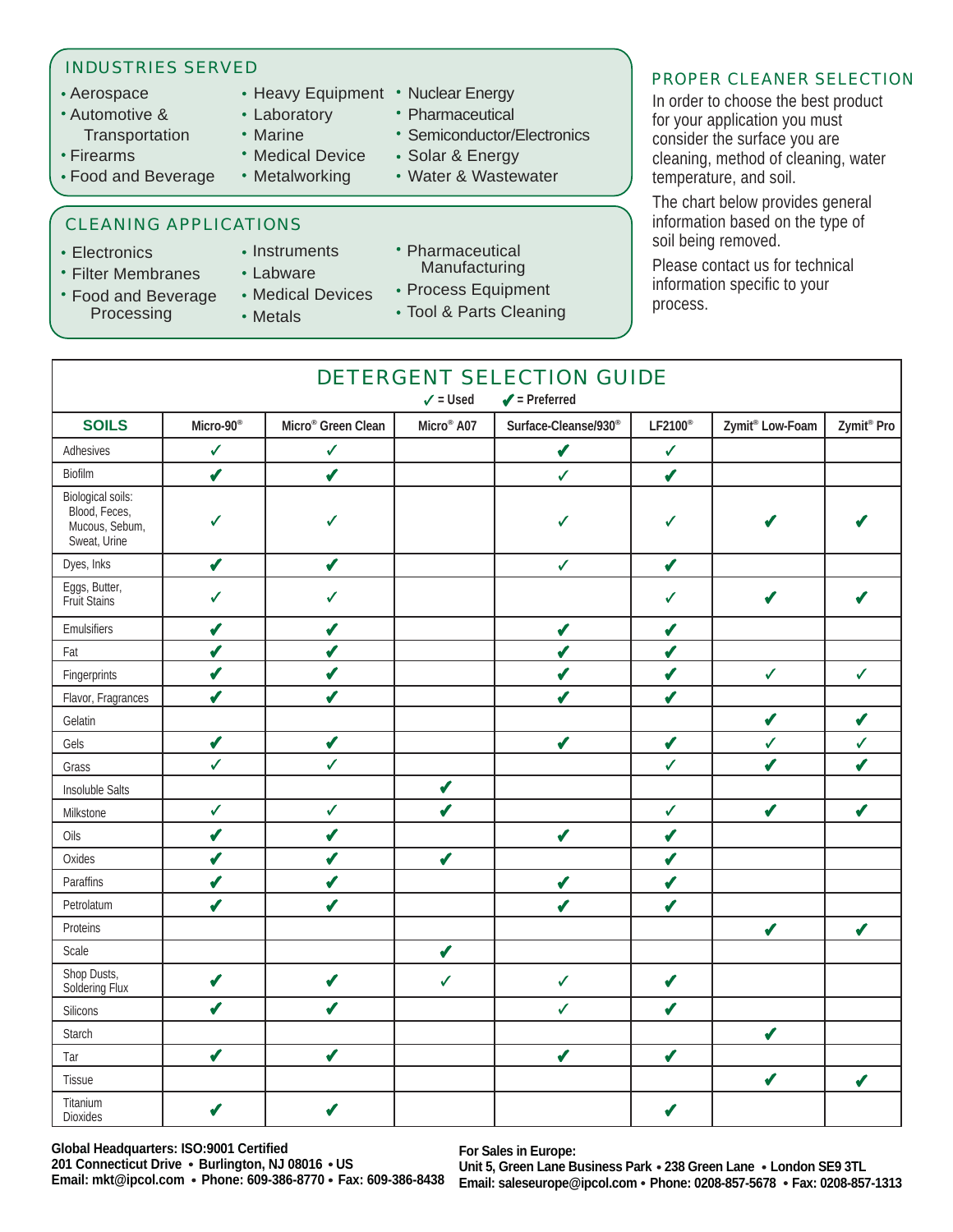## INDUSTRIES SERVED

- Aerospace
- Automotive & Transportation
- Firearms
- Food and Beverage
- Heavy Equipment
- Laboratory
- Marine
- Medical Device
- Metalworking
- Nuclear Energy
- Pharmaceutical
- Semiconductor/Electronics
- Solar & Energy
- Water & Wastewater

## CLEANING APPLICATIONS

- Electronics
- Filter Membranes
- Food and Beverage Processing
- Instruments
- Labware
- Medical Devices
- Metals
- Pharmaceutical Manufacturing
- Process Equipment
- Tool & Parts Cleaning

## PROPER CLEANER SELECTION

In order to choose the best product for your application you must consider the surface you are cleaning, method of cleaning, water temperature, and soil.

The chart below provides general information based on the type of soil being removed.

Please contact us for technical information specific to your process.

## DETERGENT SELECTION GUIDE

✓ = Used ✔ = Preferred

| SOILS | Micro-90® | Micro® Green Clean | Micro® A07 | Surface-Cleanse/930® | LF2100® | Zymit® Low-Foam | Zymit® Pro |
|---|---|---|---|---|---|---|---|
| Adhesives | ✓ | ✓ | | ✔ | ✓ | | |
| Biofilm | ✔ | ✔ | | ✓ | ✔ | | |
| Biological soils: Blood, Feces, Mucous, Sebum, Sweat, Urine | ✓ | ✓ | | ✓ | ✓ | ✔ | ✔ |
| Dyes, Inks | ✔ | ✔ | | ✓ | ✔ | | |
| Eggs, Butter, Fruit Stains | ✓ | ✓ | | | ✓ | ✔ | ✔ |
| Emulsifiers | ✔ | ✔ | | ✔ | ✔ | | |
| Fat | ✔ | ✔ | | ✔ | ✔ | | |
| Fingerprints | ✔ | ✔ | | ✔ | ✔ | ✓ | ✓ |
| Flavor, Fragrances | ✔ | ✔ | | ✔ | ✔ | | |
| Gelatin | | | | | | ✔ | ✔ |
| Gels | ✔ | ✔ | | ✔ | ✔ | ✓ | ✓ |
| Grass | ✓ | ✓ | | | ✓ | ✔ | ✔ |
| Insoluble Salts | | | ✔ | | | | |
| Milkstone | ✓ | ✓ | ✔ | | ✓ | ✔ | ✔ |
| Oils | ✔ | ✔ | | ✔ | ✔ | | |
| Oxides | ✔ | ✔ | ✔ | | ✔ | | |
| Paraffins | ✔ | ✔ | | ✔ | ✔ | | |
| Petrolatum | ✔ | ✔ | | ✔ | ✔ | | |
| Proteins | | | | | | ✔ | ✔ |
| Scale | | | ✔ | | | | |
| Shop Dusts, Soldering Flux | ✔ | ✔ | ✓ | ✓ | ✔ | | |
| Silicons | ✔ | ✔ | | ✓ | ✔ | | |
| Starch | | | | | | ✔ | |
| Tar | ✔ | ✔ | | ✔ | ✔ | | |
| Tissue | | | | | | ✔ | ✔ |
| Titanium Dioxides | ✔ | ✔ | | | ✔ | | |

**Global Headquarters: ISO:9001 Certified**
**201 Connecticut Drive • Burlington, NJ 08016 • US**
**Email: mkt@ipcol.com • Phone: 609-386-8770 • Fax: 609-386-8438**

**For Sales in Europe:**
**Unit 5, Green Lane Business Park • 238 Green Lane • London SE9 3TL**
**Email: saleseurope@ipcol.com • Phone: 0208-857-5678 • Fax: 0208-857-1313**